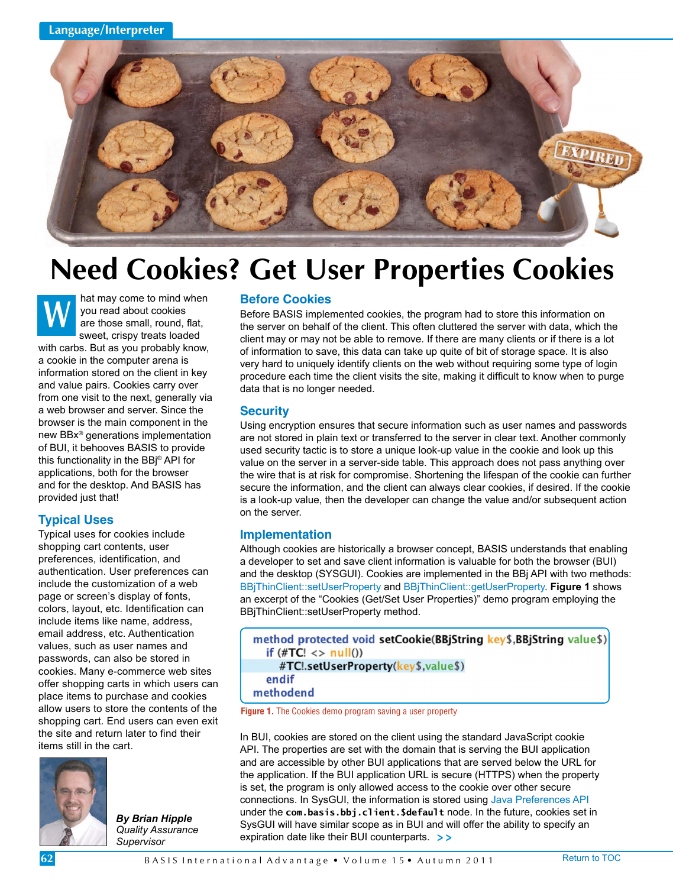# Need Cookies? Get User Properties Cookies

What may come to mind when you read about cookies are those small, round, flat, sweet, crispy treats loaded with carbs. But as you probably know, a cookie in the computer arena is information stored on the client in key and value pairs. Cookies carry over from one visit to the next, generally via a web browser and server. Since the browser is the main component in the new BBx® generations implementation of BUI, it behooves BASIS to provide this functionality in the BBj® API for applications, both for the browser and for the desktop. And BASIS has provided just that!

## Typical Uses

Typical uses for cookies include shopping cart contents, user preferences, identification, and authentication. User preferences can include the customization of a web page or screen's display of fonts, colors, layout, etc. Identification can include items like name, address, email address, etc. Authentication values, such as user names and passwords, can also be stored in cookies. Many e-commerce web sites offer shopping carts in which users can place items to purchase and cookies allow users to store the contents of the shopping cart. End users can even exit the site and return later to find their items still in the cart.

***By Brian Hipple***
*Quality Assurance Supervisor*

## Before Cookies

Before BASIS implemented cookies, the program had to store this information on the server on behalf of the client. This often cluttered the server with data, which the client may or may not be able to remove. If there are many clients or if there is a lot of information to save, this data can take up quite of bit of storage space. It is also very hard to uniquely identify clients on the web without requiring some type of login procedure each time the client visits the site, making it difficult to know when to purge data that is no longer needed.

## Security

Using encryption ensures that secure information such as user names and passwords are not stored in plain text or transferred to the server in clear text. Another commonly used security tactic is to store a unique look-up value in the cookie and look up this value on the server in a server-side table. This approach does not pass anything over the wire that is at risk for compromise. Shortening the lifespan of the cookie can further secure the information, and the client can always clear cookies, if desired. If the cookie is a look-up value, then the developer can change the value and/or subsequent action on the server.

## Implementation

Although cookies are historically a browser concept, BASIS understands that enabling a developer to set and save client information is valuable for both the browser (BUI) and the desktop (SYSGUI). Cookies are implemented in the BBj API with two methods: BBjThinClient::setUserProperty and BBjThinClient::getUserProperty. **Figure 1** shows an excerpt of the "Cookies (Get/Set User Properties)" demo program employing the BBjThinClient::setUserProperty method.

```
method protected void setCookie(BBjString key$,BBjString value$)
   if (#TC! <> null())
      #TC!.setUserProperty(key$,value$)
   endif
methodend
```

**Figure 1.** The Cookies demo program saving a user property

In BUI, cookies are stored on the client using the standard JavaScript cookie API. The properties are set with the domain that is serving the BUI application and are accessible by other BUI applications that are served below the URL for the application. If the BUI application URL is secure (HTTPS) when the property is set, the program is only allowed access to the cookie over other secure connections. In SysGUI, the information is stored using Java Preferences API under the `com.basis.bbj.client.$default` node. In the future, cookies set in SysGUI will have similar scope as in BUI and will offer the ability to specify an expiration date like their BUI counterparts. >>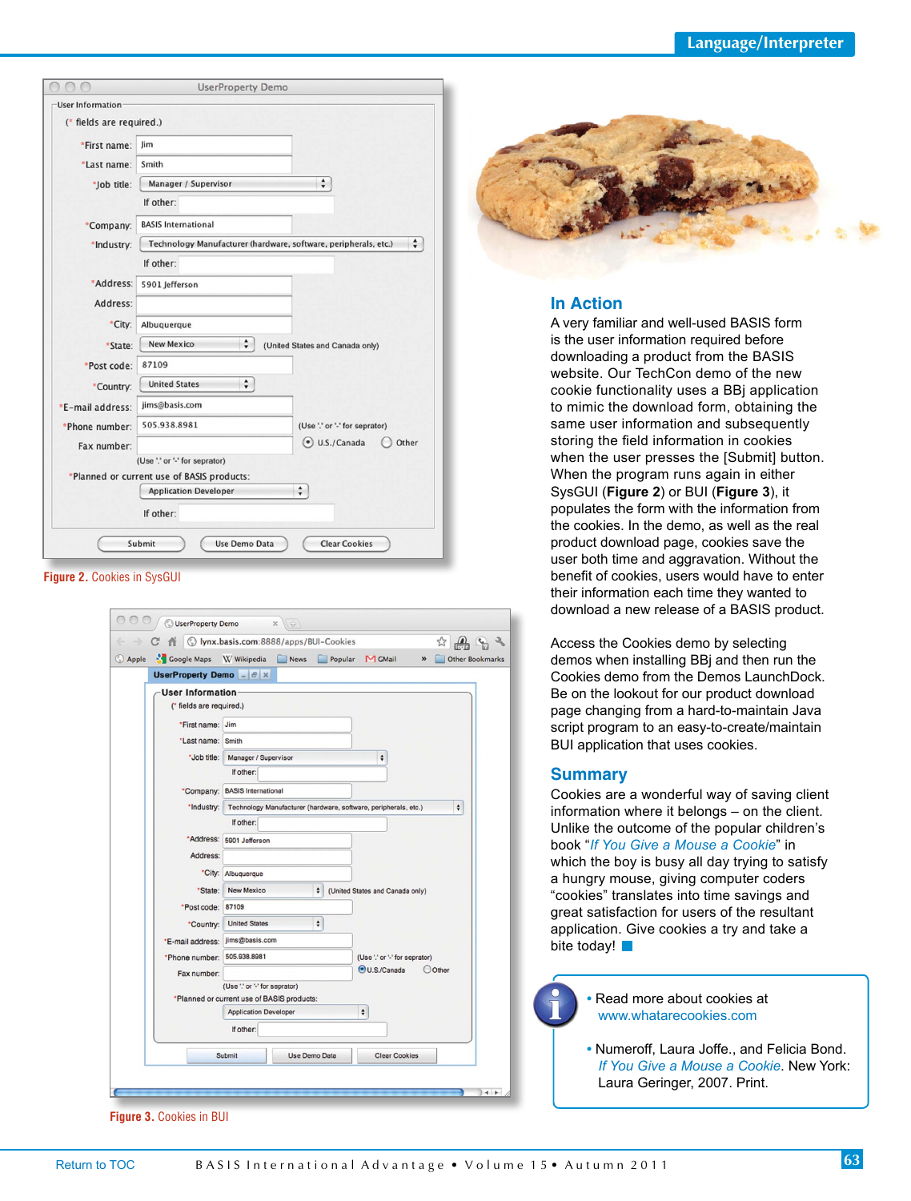Figure 2. Cookies in SysGUI

Figure 3. Cookies in BUI

## In Action

A very familiar and well-used BASIS form is the user information required before downloading a product from the BASIS website. Our TechCon demo of the new cookie functionality uses a BBj application to mimic the download form, obtaining the same user information and subsequently storing the field information in cookies when the user presses the [Submit] button. When the program runs again in either SysGUI (**Figure 2**) or BUI (**Figure 3**), it populates the form with the information from the cookies. In the demo, as well as the real product download page, cookies save the user both time and aggravation. Without the benefit of cookies, users would have to enter their information each time they wanted to download a new release of a BASIS product.

Access the Cookies demo by selecting demos when installing BBj and then run the Cookies demo from the Demos LaunchDock. Be on the lookout for our product download page changing from a hard-to-maintain Java script program to an easy-to-create/maintain BUI application that uses cookies.

## Summary

Cookies are a wonderful way of saving client information where it belongs – on the client. Unlike the outcome of the popular children's book "*If You Give a Mouse a Cookie*" in which the boy is busy all day trying to satisfy a hungry mouse, giving computer coders "cookies" translates into time savings and great satisfaction for users of the resultant application. Give cookies a try and take a bite today!

- Read more about cookies at www.whatarecookies.com
- Numeroff, Laura Joffe., and Felicia Bond. *If You Give a Mouse a Cookie*. New York: Laura Geringer, 2007. Print.